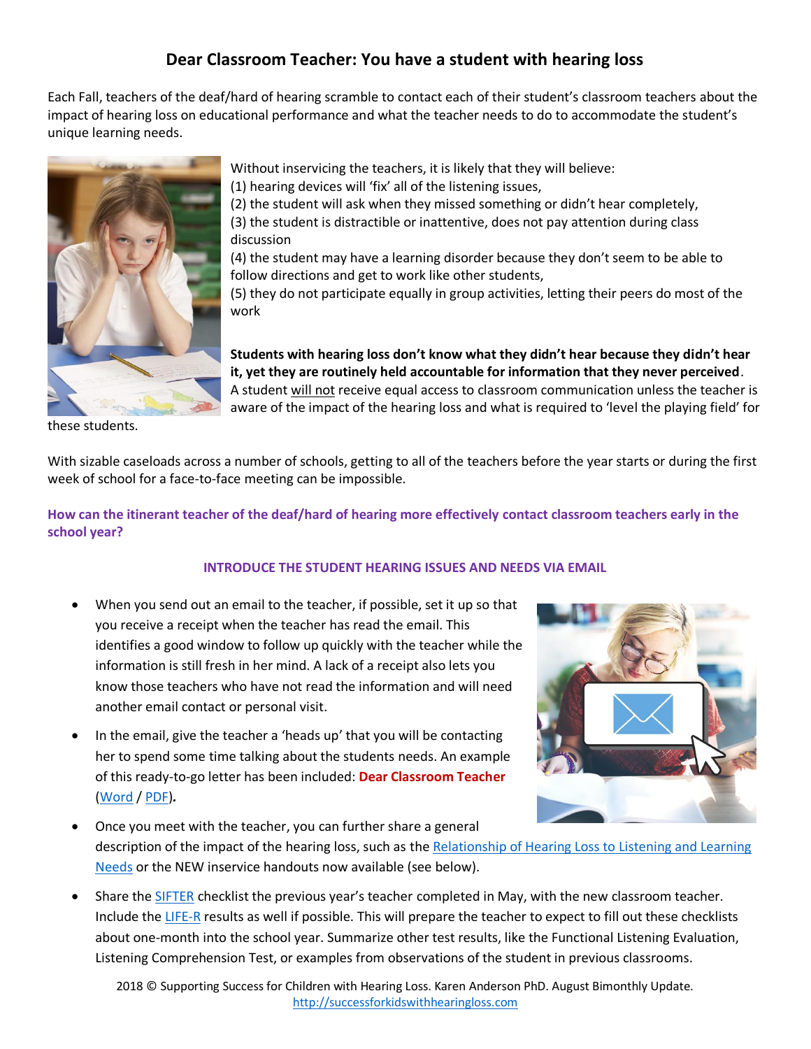# Dear Classroom Teacher: You have a student with hearing loss

Each Fall, teachers of the deaf/hard of hearing scramble to contact each of their student's classroom teachers about the impact of hearing loss on educational performance and what the teacher needs to do to accommodate the student's unique learning needs.

Without inservicing the teachers, it is likely that they will believe:
(1) hearing devices will 'fix' all of the listening issues,
(2) the student will ask when they missed something or didn't hear completely,
(3) the student is distractible or inattentive, does not pay attention during class discussion
(4) the student may have a learning disorder because they don't seem to be able to follow directions and get to work like other students,
(5) they do not participate equally in group activities, letting their peers do most of the work

**Students with hearing loss don't know what they didn't hear because they didn't hear it, yet they are routinely held accountable for information that they never perceived**. A student will not receive equal access to classroom communication unless the teacher is aware of the impact of the hearing loss and what is required to 'level the playing field' for these students.

With sizable caseloads across a number of schools, getting to all of the teachers before the year starts or during the first week of school for a face-to-face meeting can be impossible.

**How can the itinerant teacher of the deaf/hard of hearing more effectively contact classroom teachers early in the school year?**

## INTRODUCE THE STUDENT HEARING ISSUES AND NEEDS VIA EMAIL

- When you send out an email to the teacher, if possible, set it up so that you receive a receipt when the teacher has read the email. This identifies a good window to follow up quickly with the teacher while the information is still fresh in her mind. A lack of a receipt also lets you know those teachers who have not read the information and will need another email contact or personal visit.
- In the email, give the teacher a 'heads up' that you will be contacting her to spend some time talking about the students needs. An example of this ready-to-go letter has been included: **Dear Classroom Teacher** (Word / PDF)**.**
- Once you meet with the teacher, you can further share a general description of the impact of the hearing loss, such as the Relationship of Hearing Loss to Listening and Learning Needs or the NEW inservice handouts now available (see below).
- Share the SIFTER checklist the previous year's teacher completed in May, with the new classroom teacher. Include the LIFE-R results as well if possible. This will prepare the teacher to expect to fill out these checklists about one-month into the school year. Summarize other test results, like the Functional Listening Evaluation, Listening Comprehension Test, or examples from observations of the student in previous classrooms.

2018 © Supporting Success for Children with Hearing Loss. Karen Anderson PhD. August Bimonthly Update.
http://successforkidswithhearingloss.com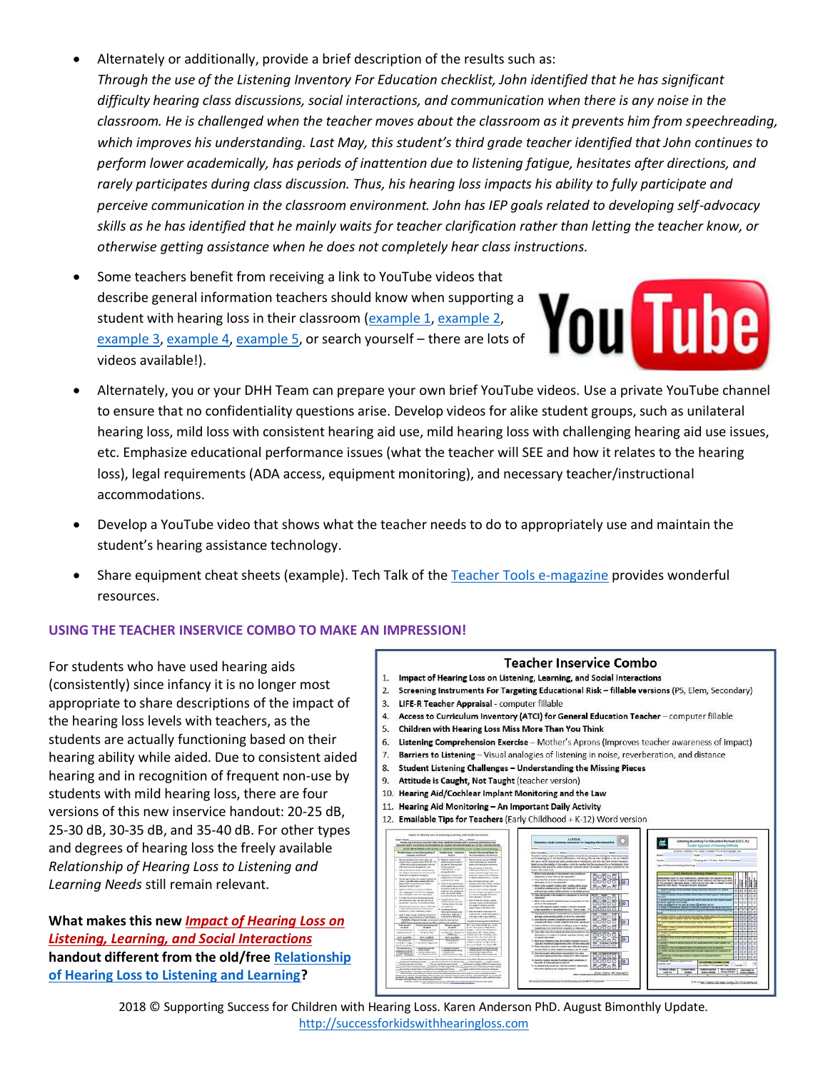- Alternately or additionally, provide a brief description of the results such as:
  *Through the use of the Listening Inventory For Education checklist, John identified that he has significant difficulty hearing class discussions, social interactions, and communication when there is any noise in the classroom. He is challenged when the teacher moves about the classroom as it prevents him from speechreading, which improves his understanding. Last May, this student's third grade teacher identified that John continues to perform lower academically, has periods of inattention due to listening fatigue, hesitates after directions, and rarely participates during class discussion. Thus, his hearing loss impacts his ability to fully participate and perceive communication in the classroom environment. John has IEP goals related to developing self-advocacy skills as he has identified that he mainly waits for teacher clarification rather than letting the teacher know, or otherwise getting assistance when he does not completely hear class instructions.*

- Some teachers benefit from receiving a link to YouTube videos that describe general information teachers should know when supporting a student with hearing loss in their classroom (example 1, example 2, example 3, example 4, example 5, or search yourself – there are lots of videos available!).

- Alternately, you or your DHH Team can prepare your own brief YouTube videos. Use a private YouTube channel to ensure that no confidentiality questions arise. Develop videos for alike student groups, such as unilateral hearing loss, mild loss with consistent hearing aid use, mild hearing loss with challenging hearing aid use issues, etc. Emphasize educational performance issues (what the teacher will SEE and how it relates to the hearing loss), legal requirements (ADA access, equipment monitoring), and necessary teacher/instructional accommodations.

- Develop a YouTube video that shows what the teacher needs to do to appropriately use and maintain the student's hearing assistance technology.

- Share equipment cheat sheets (example). Tech Talk of the Teacher Tools e-magazine provides wonderful resources.

### USING THE TEACHER INSERVICE COMBO TO MAKE AN IMPRESSION!

For students who have used hearing aids (consistently) since infancy it is no longer most appropriate to share descriptions of the impact of the hearing loss levels with teachers, as the students are actually functioning based on their hearing ability while aided. Due to consistent aided hearing and in recognition of frequent non-use by students with mild hearing loss, there are four versions of this new inservice handout: 20-25 dB, 25-30 dB, 30-35 dB, and 35-40 dB. For other types and degrees of hearing loss the freely available *Relationship of Hearing Loss to Listening and Learning Needs* still remain relevant.

**What makes this new *Impact of Hearing Loss on Listening, Learning, and Social Interactions* handout different from the old/free Relationship of Hearing Loss to Listening and Learning?**

**Teacher Inservice Combo**

1. **Impact of Hearing Loss on Listening, Learning, and Social Interactions**
2. **Screening Instruments For Targeting Educational Risk – fillable versions** (PS, Elem, Secondary)
3. **LIFE-R Teacher Appraisal** - computer fillable
4. **Access to Curriculum Inventory (ATCI) for General Education Teacher** – computer fillable
5. **Children with Hearing Loss Miss More Than You Think**
6. **Listening Comprehension Exercise** – Mother's Aprons (improves teacher awareness of impact)
7. **Barriers to Listening** – Visual analogies of listening in noise, reverberation, and distance
8. **Student Listening Challenges – Understanding the Missing Pieces**
9. **Attitude is Caught, Not Taught** (teacher version)
10. **Hearing Aid/Cochlear Implant Monitoring and the Law**
11. **Hearing Aid Monitoring – An Important Daily Activity**
12. **Emailable Tips for Teachers** (Early Childhood + K-12) Word version

2018 © Supporting Success for Children with Hearing Loss. Karen Anderson PhD. August Bimonthly Update. http://successforkidswithhearingloss.com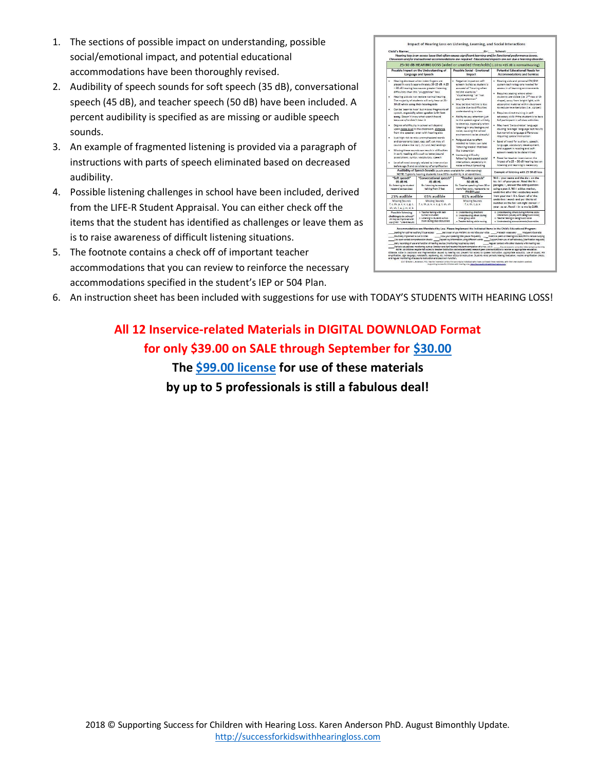1. The sections of possible impact on understanding, possible social/emotional impact, and potential educational accommodations have been thoroughly revised.
2. Audibility of speech sounds for soft speech (35 dB), conversational speech (45 dB), and teacher speech (50 dB) have been included. A percent audibility is specified as are missing or audible speech sounds.
3. An example of fragmented listening is provided via a paragraph of instructions with parts of speech eliminated based on decreased audibility.
4. Possible listening challenges in school have been included, derived from the LIFE-R Student Appraisal. You can either check off the items that the student has identified as challenges or leave them as is to raise awareness of difficult listening situations.
5. The footnote contains a check off of important teacher accommodations that you can review to reinforce the necessary accommodations specified in the student's IEP or 504 Plan.
6. An instruction sheet has been included with suggestions for use with TODAY'S STUDENTS WITH HEARING LOSS!

**All 12 Inservice-related Materials in DIGITAL DOWNLOAD Format**
**for only $39.00 on SALE through September for [$30.00]**

**The [$99.00 license] for use of these materials**
**by up to 5 professionals is still a fabulous deal!**

2018 © Supporting Success for Children with Hearing Loss. Karen Anderson PhD. August Bimonthly Update.
http://successforkidswithhearingloss.com